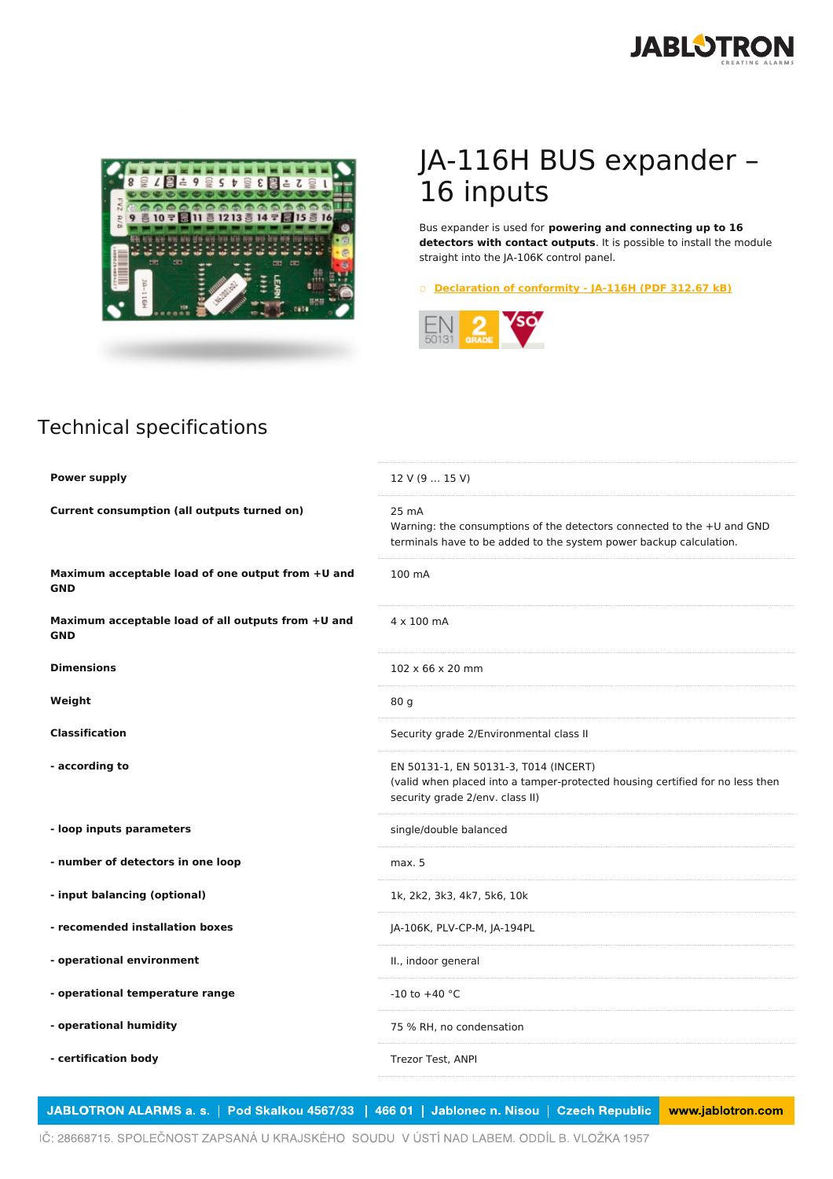# JA-116H BUS expander – 16 inputs

Bus expander is used for **powering and connecting up to 16 detectors with contact outputs**. It is possible to install the module straight into the JA-106K control panel.

○ Declaration of conformity - JA-116H (PDF 312.67 kB)

## Technical specifications

| | |
|---|---|
| **Power supply** | 12 V (9 ... 15 V) |
| **Current consumption (all outputs turned on)** | 25 mA<br>Warning: the consumptions of the detectors connected to the +U and GND terminals have to be added to the system power backup calculation. |
| **Maximum acceptable load of one output from +U and GND** | 100 mA |
| **Maximum acceptable load of all outputs from +U and GND** | 4 x 100 mA |
| **Dimensions** | 102 x 66 x 20 mm |
| **Weight** | 80 g |
| **Classification** | Security grade 2/Environmental class II |
| **- according to** | EN 50131-1, EN 50131-3, T014 (INCERT)<br>(valid when placed into a tamper-protected housing certified for no less then security grade 2/env. class II) |
| **- loop inputs parameters** | single/double balanced |
| **- number of detectors in one loop** | max. 5 |
| **- input balancing (optional)** | 1k, 2k2, 3k3, 4k7, 5k6, 10k |
| **- recomended installation boxes** | JA-106K, PLV-CP-M, JA-194PL |
| **- operational environment** | II., indoor general |
| **- operational temperature range** | -10 to +40 °C |
| **- operational humidity** | 75 % RH, no condensation |
| **- certification body** | Trezor Test, ANPI |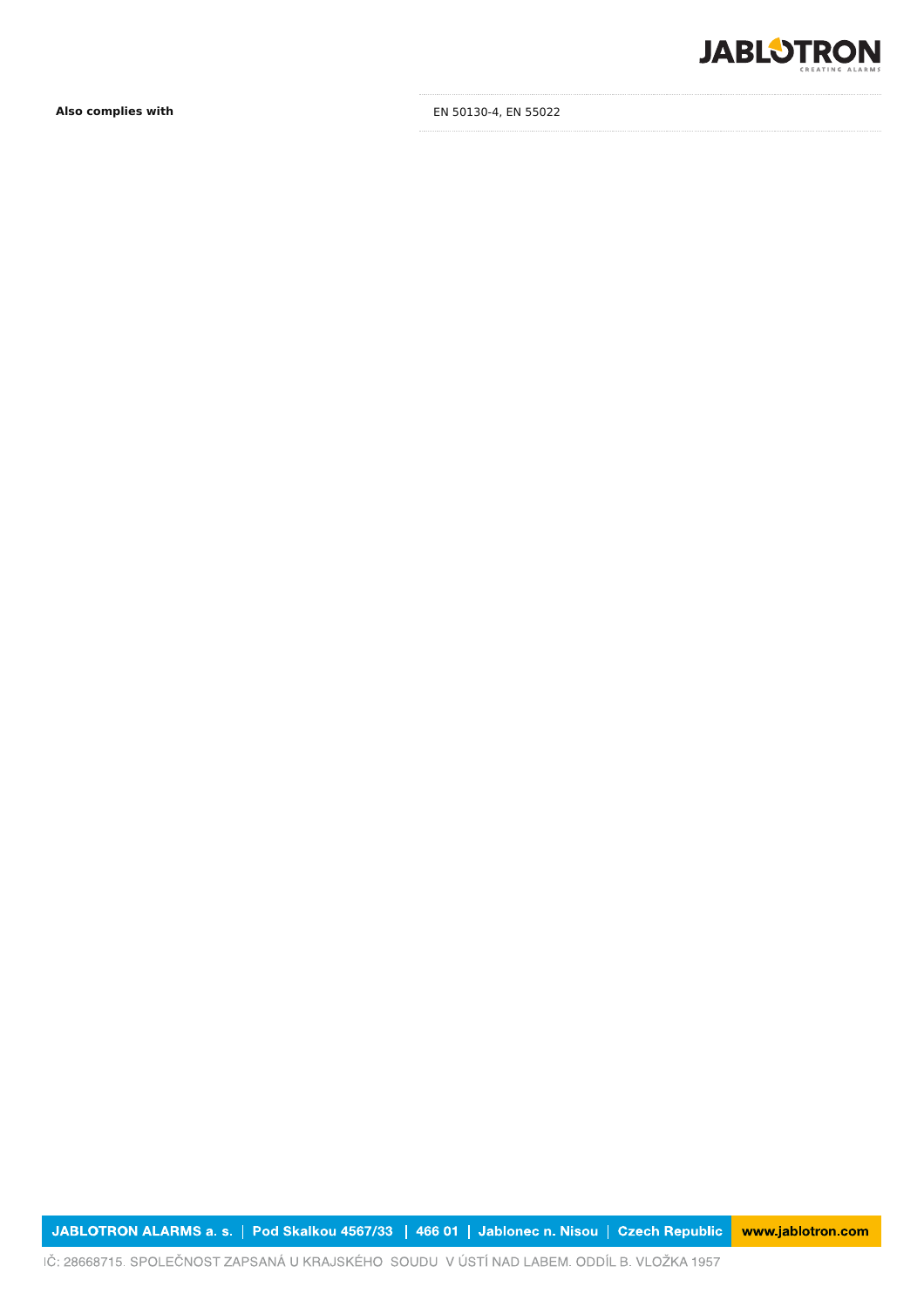| | |
|---|---|
| **Also complies with** | EN 50130-4, EN 55022 |